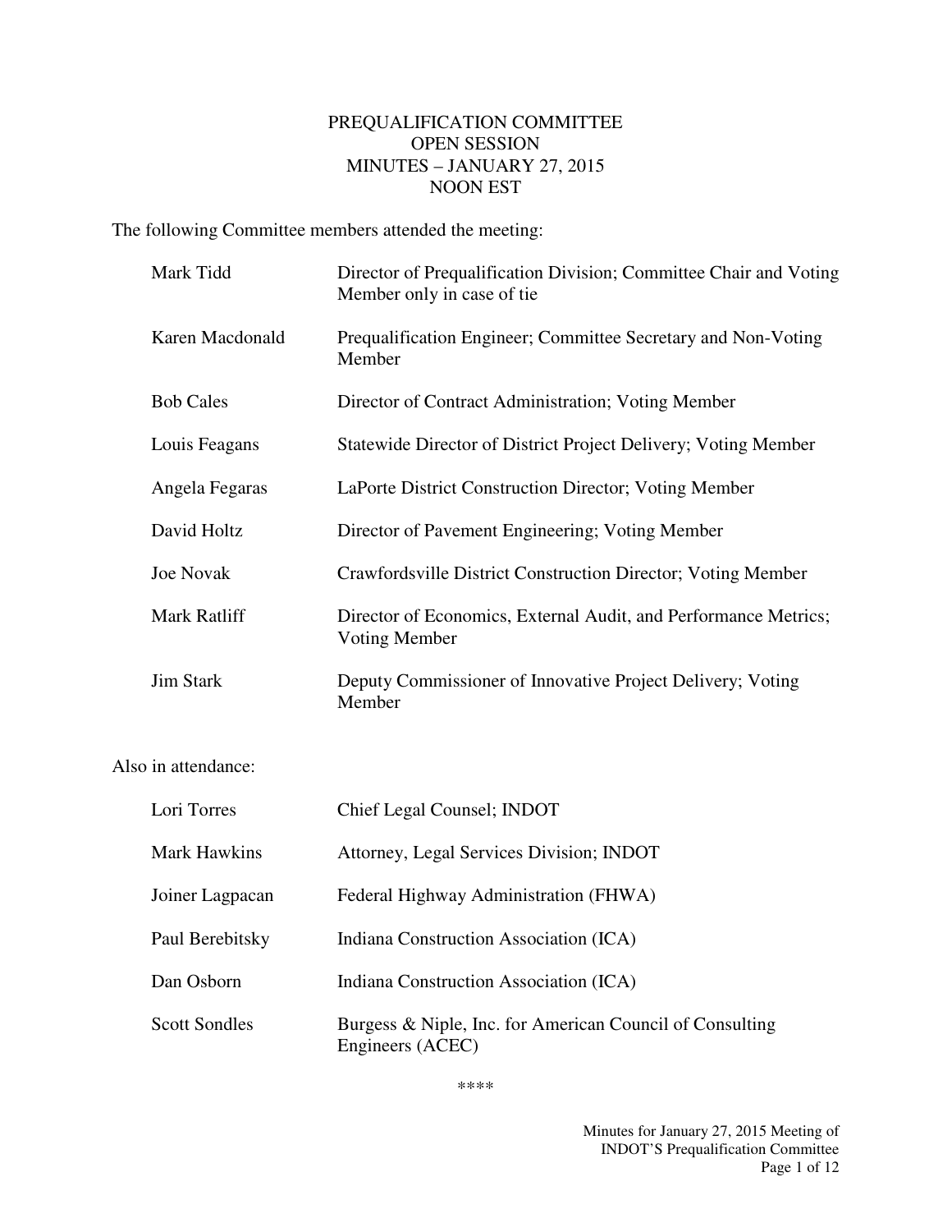# PREQUALIFICATION COMMITTEE
## OPEN SESSION
## MINUTES – JANUARY 27, 2015
## NOON EST

The following Committee members attended the meeting:

| | |
|---|---|
| Mark Tidd | Director of Prequalification Division; Committee Chair and Voting Member only in case of tie |
| Karen Macdonald | Prequalification Engineer; Committee Secretary and Non-Voting Member |
| Bob Cales | Director of Contract Administration; Voting Member |
| Louis Feagans | Statewide Director of District Project Delivery; Voting Member |
| Angela Fegaras | LaPorte District Construction Director; Voting Member |
| David Holtz | Director of Pavement Engineering; Voting Member |
| Joe Novak | Crawfordsville District Construction Director; Voting Member |
| Mark Ratliff | Director of Economics, External Audit, and Performance Metrics; Voting Member |
| Jim Stark | Deputy Commissioner of Innovative Project Delivery; Voting Member |

Also in attendance:

| | |
|---|---|
| Lori Torres | Chief Legal Counsel; INDOT |
| Mark Hawkins | Attorney, Legal Services Division; INDOT |
| Joiner Lagpacan | Federal Highway Administration (FHWA) |
| Paul Berebitsky | Indiana Construction Association (ICA) |
| Dan Osborn | Indiana Construction Association (ICA) |
| Scott Sondles | Burgess & Niple, Inc. for American Council of Consulting Engineers (ACEC) |

****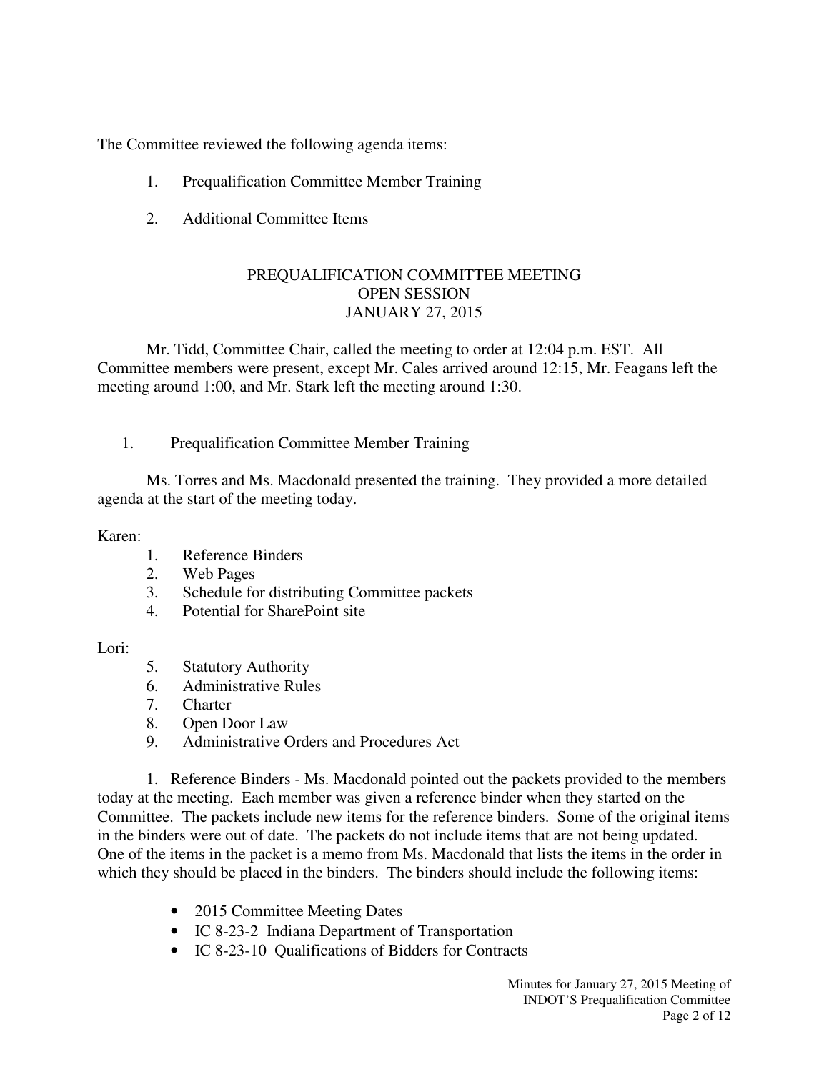The Committee reviewed the following agenda items:

1. Prequalification Committee Member Training

2. Additional Committee Items

## PREQUALIFICATION COMMITTEE MEETING
## OPEN SESSION
## JANUARY 27, 2015

Mr. Tidd, Committee Chair, called the meeting to order at 12:04 p.m. EST. All Committee members were present, except Mr. Cales arrived around 12:15, Mr. Feagans left the meeting around 1:00, and Mr. Stark left the meeting around 1:30.

### 1. Prequalification Committee Member Training

Ms. Torres and Ms. Macdonald presented the training. They provided a more detailed agenda at the start of the meeting today.

Karen:

1. Reference Binders
2. Web Pages
3. Schedule for distributing Committee packets
4. Potential for SharePoint site

Lori:

5. Statutory Authority
6. Administrative Rules
7. Charter
8. Open Door Law
9. Administrative Orders and Procedures Act

1. Reference Binders - Ms. Macdonald pointed out the packets provided to the members today at the meeting. Each member was given a reference binder when they started on the Committee. The packets include new items for the reference binders. Some of the original items in the binders were out of date. The packets do not include items that are not being updated. One of the items in the packet is a memo from Ms. Macdonald that lists the items in the order in which they should be placed in the binders. The binders should include the following items:

- 2015 Committee Meeting Dates
- IC 8-23-2 Indiana Department of Transportation
- IC 8-23-10 Qualifications of Bidders for Contracts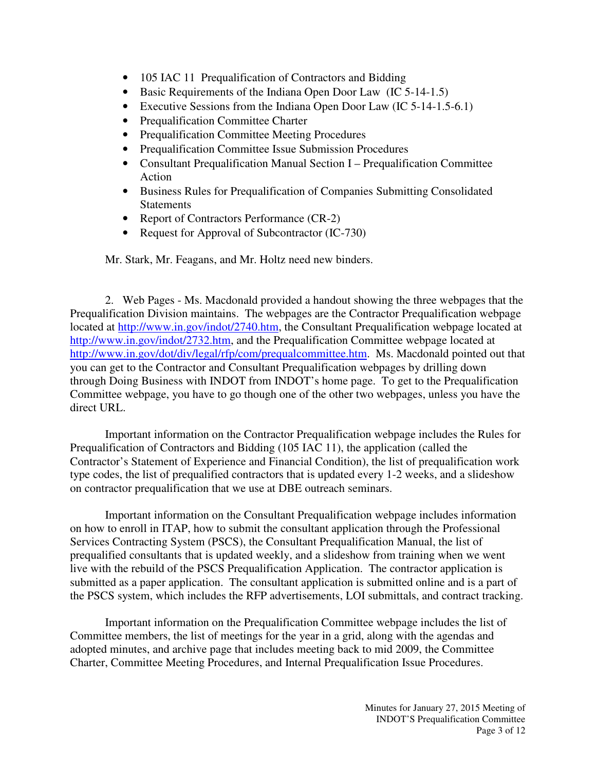- 105 IAC 11 Prequalification of Contractors and Bidding
- Basic Requirements of the Indiana Open Door Law (IC 5-14-1.5)
- Executive Sessions from the Indiana Open Door Law (IC 5-14-1.5-6.1)
- Prequalification Committee Charter
- Prequalification Committee Meeting Procedures
- Prequalification Committee Issue Submission Procedures
- Consultant Prequalification Manual Section I – Prequalification Committee Action
- Business Rules for Prequalification of Companies Submitting Consolidated Statements
- Report of Contractors Performance (CR-2)
- Request for Approval of Subcontractor (IC-730)

Mr. Stark, Mr. Feagans, and Mr. Holtz need new binders.

2. Web Pages - Ms. Macdonald provided a handout showing the three webpages that the Prequalification Division maintains. The webpages are the Contractor Prequalification webpage located at http://www.in.gov/indot/2740.htm, the Consultant Prequalification webpage located at http://www.in.gov/indot/2732.htm, and the Prequalification Committee webpage located at http://www.in.gov/dot/div/legal/rfp/com/prequalcommittee.htm. Ms. Macdonald pointed out that you can get to the Contractor and Consultant Prequalification webpages by drilling down through Doing Business with INDOT from INDOT's home page. To get to the Prequalification Committee webpage, you have to go though one of the other two webpages, unless you have the direct URL.

Important information on the Contractor Prequalification webpage includes the Rules for Prequalification of Contractors and Bidding (105 IAC 11), the application (called the Contractor's Statement of Experience and Financial Condition), the list of prequalification work type codes, the list of prequalified contractors that is updated every 1-2 weeks, and a slideshow on contractor prequalification that we use at DBE outreach seminars.

Important information on the Consultant Prequalification webpage includes information on how to enroll in ITAP, how to submit the consultant application through the Professional Services Contracting System (PSCS), the Consultant Prequalification Manual, the list of prequalified consultants that is updated weekly, and a slideshow from training when we went live with the rebuild of the PSCS Prequalification Application. The contractor application is submitted as a paper application. The consultant application is submitted online and is a part of the PSCS system, which includes the RFP advertisements, LOI submittals, and contract tracking.

Important information on the Prequalification Committee webpage includes the list of Committee members, the list of meetings for the year in a grid, along with the agendas and adopted minutes, and archive page that includes meeting back to mid 2009, the Committee Charter, Committee Meeting Procedures, and Internal Prequalification Issue Procedures.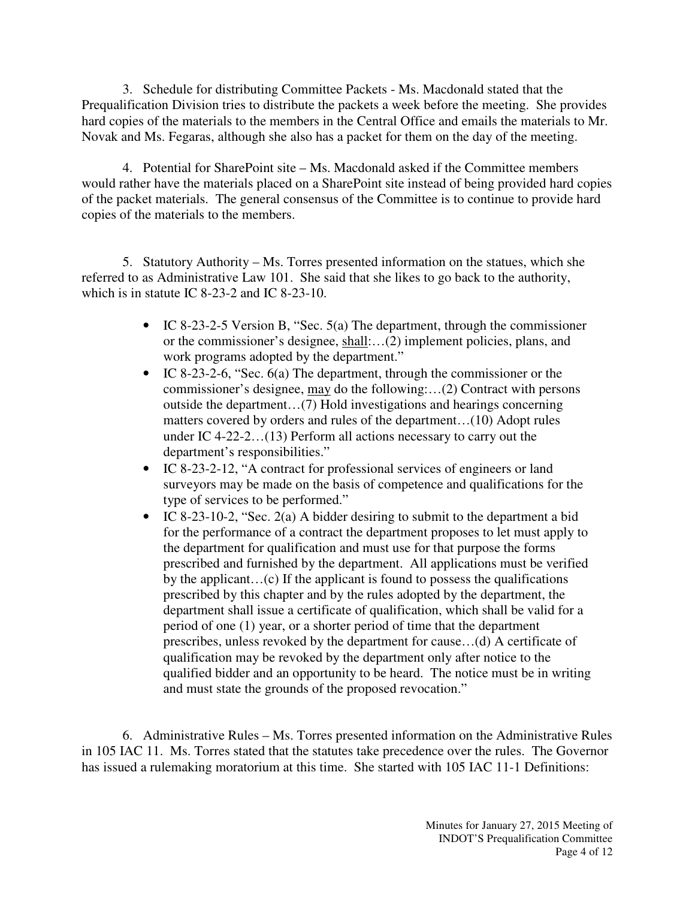3. Schedule for distributing Committee Packets - Ms. Macdonald stated that the Prequalification Division tries to distribute the packets a week before the meeting. She provides hard copies of the materials to the members in the Central Office and emails the materials to Mr. Novak and Ms. Fegaras, although she also has a packet for them on the day of the meeting.

4. Potential for SharePoint site – Ms. Macdonald asked if the Committee members would rather have the materials placed on a SharePoint site instead of being provided hard copies of the packet materials. The general consensus of the Committee is to continue to provide hard copies of the materials to the members.

5. Statutory Authority – Ms. Torres presented information on the statues, which she referred to as Administrative Law 101. She said that she likes to go back to the authority, which is in statute IC 8-23-2 and IC 8-23-10.

- IC 8-23-2-5 Version B, "Sec. 5(a) The department, through the commissioner or the commissioner's designee, <u>shall</u>:…(2) implement policies, plans, and work programs adopted by the department."
- IC 8-23-2-6, "Sec. 6(a) The department, through the commissioner or the commissioner's designee, <u>may</u> do the following:…(2) Contract with persons outside the department…(7) Hold investigations and hearings concerning matters covered by orders and rules of the department…(10) Adopt rules under IC 4-22-2…(13) Perform all actions necessary to carry out the department's responsibilities."
- IC 8-23-2-12, "A contract for professional services of engineers or land surveyors may be made on the basis of competence and qualifications for the type of services to be performed."
- IC 8-23-10-2, "Sec. 2(a) A bidder desiring to submit to the department a bid for the performance of a contract the department proposes to let must apply to the department for qualification and must use for that purpose the forms prescribed and furnished by the department. All applications must be verified by the applicant…(c) If the applicant is found to possess the qualifications prescribed by this chapter and by the rules adopted by the department, the department shall issue a certificate of qualification, which shall be valid for a period of one (1) year, or a shorter period of time that the department prescribes, unless revoked by the department for cause…(d) A certificate of qualification may be revoked by the department only after notice to the qualified bidder and an opportunity to be heard. The notice must be in writing and must state the grounds of the proposed revocation."

6. Administrative Rules – Ms. Torres presented information on the Administrative Rules in 105 IAC 11. Ms. Torres stated that the statutes take precedence over the rules. The Governor has issued a rulemaking moratorium at this time. She started with 105 IAC 11-1 Definitions: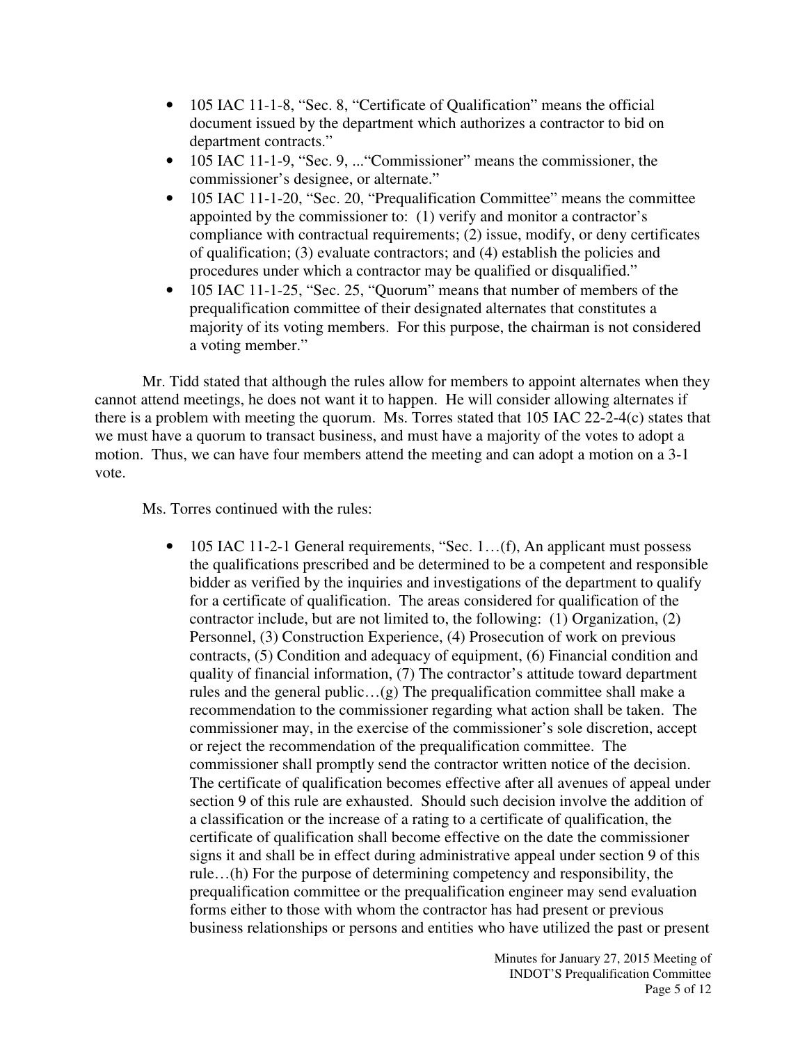- 105 IAC 11-1-8, "Sec. 8, "Certificate of Qualification" means the official document issued by the department which authorizes a contractor to bid on department contracts."
- 105 IAC 11-1-9, "Sec. 9, ..."Commissioner" means the commissioner, the commissioner's designee, or alternate."
- 105 IAC 11-1-20, "Sec. 20, "Prequalification Committee" means the committee appointed by the commissioner to: (1) verify and monitor a contractor's compliance with contractual requirements; (2) issue, modify, or deny certificates of qualification; (3) evaluate contractors; and (4) establish the policies and procedures under which a contractor may be qualified or disqualified."
- 105 IAC 11-1-25, "Sec. 25, "Quorum" means that number of members of the prequalification committee of their designated alternates that constitutes a majority of its voting members. For this purpose, the chairman is not considered a voting member."

Mr. Tidd stated that although the rules allow for members to appoint alternates when they cannot attend meetings, he does not want it to happen. He will consider allowing alternates if there is a problem with meeting the quorum. Ms. Torres stated that 105 IAC 22-2-4(c) states that we must have a quorum to transact business, and must have a majority of the votes to adopt a motion. Thus, we can have four members attend the meeting and can adopt a motion on a 3-1 vote.

Ms. Torres continued with the rules:

- 105 IAC 11-2-1 General requirements, "Sec. 1…(f), An applicant must possess the qualifications prescribed and be determined to be a competent and responsible bidder as verified by the inquiries and investigations of the department to qualify for a certificate of qualification. The areas considered for qualification of the contractor include, but are not limited to, the following: (1) Organization, (2) Personnel, (3) Construction Experience, (4) Prosecution of work on previous contracts, (5) Condition and adequacy of equipment, (6) Financial condition and quality of financial information, (7) The contractor's attitude toward department rules and the general public…(g) The prequalification committee shall make a recommendation to the commissioner regarding what action shall be taken. The commissioner may, in the exercise of the commissioner's sole discretion, accept or reject the recommendation of the prequalification committee. The commissioner shall promptly send the contractor written notice of the decision. The certificate of qualification becomes effective after all avenues of appeal under section 9 of this rule are exhausted. Should such decision involve the addition of a classification or the increase of a rating to a certificate of qualification, the certificate of qualification shall become effective on the date the commissioner signs it and shall be in effect during administrative appeal under section 9 of this rule…(h) For the purpose of determining competency and responsibility, the prequalification committee or the prequalification engineer may send evaluation forms either to those with whom the contractor has had present or previous business relationships or persons and entities who have utilized the past or present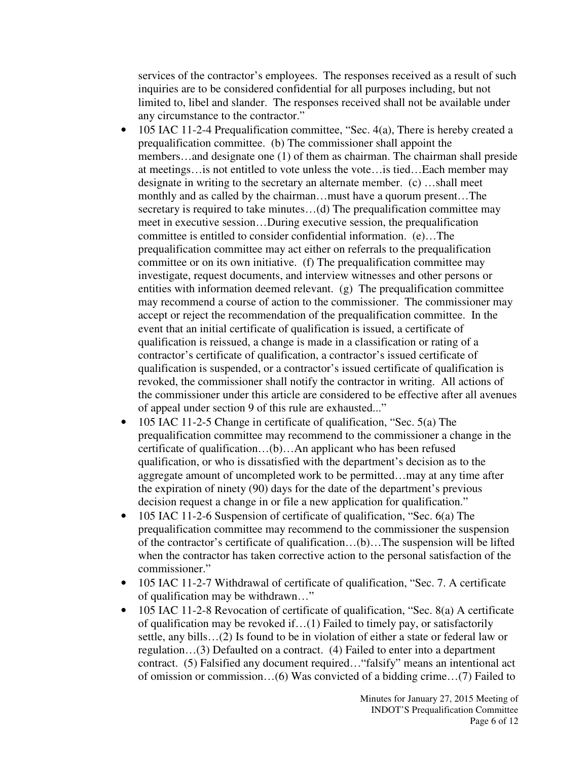services of the contractor's employees. The responses received as a result of such inquiries are to be considered confidential for all purposes including, but not limited to, libel and slander. The responses received shall not be available under any circumstance to the contractor."

- 105 IAC 11-2-4 Prequalification committee, "Sec. 4(a), There is hereby created a prequalification committee. (b) The commissioner shall appoint the members…and designate one (1) of them as chairman. The chairman shall preside at meetings…is not entitled to vote unless the vote…is tied…Each member may designate in writing to the secretary an alternate member. (c) …shall meet monthly and as called by the chairman…must have a quorum present…The secretary is required to take minutes…(d) The prequalification committee may meet in executive session…During executive session, the prequalification committee is entitled to consider confidential information. (e)…The prequalification committee may act either on referrals to the prequalification committee or on its own initiative. (f) The prequalification committee may investigate, request documents, and interview witnesses and other persons or entities with information deemed relevant. (g) The prequalification committee may recommend a course of action to the commissioner. The commissioner may accept or reject the recommendation of the prequalification committee. In the event that an initial certificate of qualification is issued, a certificate of qualification is reissued, a change is made in a classification or rating of a contractor's certificate of qualification, a contractor's issued certificate of qualification is suspended, or a contractor's issued certificate of qualification is revoked, the commissioner shall notify the contractor in writing. All actions of the commissioner under this article are considered to be effective after all avenues of appeal under section 9 of this rule are exhausted..."
- 105 IAC 11-2-5 Change in certificate of qualification, "Sec. 5(a) The prequalification committee may recommend to the commissioner a change in the certificate of qualification…(b)…An applicant who has been refused qualification, or who is dissatisfied with the department's decision as to the aggregate amount of uncompleted work to be permitted…may at any time after the expiration of ninety (90) days for the date of the department's previous decision request a change in or file a new application for qualification."
- 105 IAC 11-2-6 Suspension of certificate of qualification, "Sec. 6(a) The prequalification committee may recommend to the commissioner the suspension of the contractor's certificate of qualification…(b)…The suspension will be lifted when the contractor has taken corrective action to the personal satisfaction of the commissioner."
- 105 IAC 11-2-7 Withdrawal of certificate of qualification, "Sec. 7. A certificate of qualification may be withdrawn…"
- 105 IAC 11-2-8 Revocation of certificate of qualification, "Sec. 8(a) A certificate of qualification may be revoked if…(1) Failed to timely pay, or satisfactorily settle, any bills…(2) Is found to be in violation of either a state or federal law or regulation…(3) Defaulted on a contract. (4) Failed to enter into a department contract. (5) Falsified any document required…"falsify" means an intentional act of omission or commission…(6) Was convicted of a bidding crime…(7) Failed to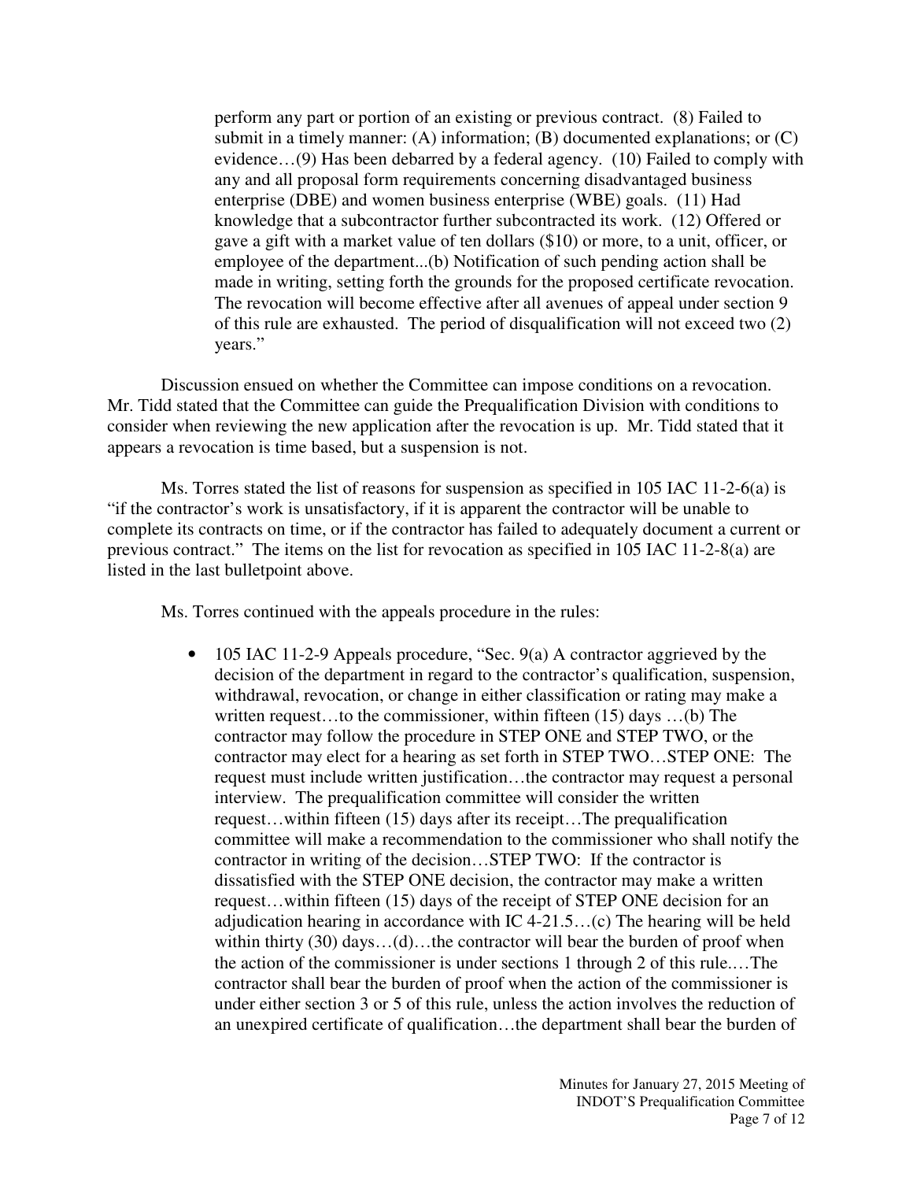perform any part or portion of an existing or previous contract. (8) Failed to submit in a timely manner: (A) information; (B) documented explanations; or (C) evidence…(9) Has been debarred by a federal agency. (10) Failed to comply with any and all proposal form requirements concerning disadvantaged business enterprise (DBE) and women business enterprise (WBE) goals. (11) Had knowledge that a subcontractor further subcontracted its work. (12) Offered or gave a gift with a market value of ten dollars ($10) or more, to a unit, officer, or employee of the department...(b) Notification of such pending action shall be made in writing, setting forth the grounds for the proposed certificate revocation. The revocation will become effective after all avenues of appeal under section 9 of this rule are exhausted. The period of disqualification will not exceed two (2) years."

Discussion ensued on whether the Committee can impose conditions on a revocation. Mr. Tidd stated that the Committee can guide the Prequalification Division with conditions to consider when reviewing the new application after the revocation is up. Mr. Tidd stated that it appears a revocation is time based, but a suspension is not.

Ms. Torres stated the list of reasons for suspension as specified in 105 IAC 11-2-6(a) is "if the contractor's work is unsatisfactory, if it is apparent the contractor will be unable to complete its contracts on time, or if the contractor has failed to adequately document a current or previous contract." The items on the list for revocation as specified in 105 IAC 11-2-8(a) are listed in the last bulletpoint above.

Ms. Torres continued with the appeals procedure in the rules:

- 105 IAC 11-2-9 Appeals procedure, "Sec. 9(a) A contractor aggrieved by the decision of the department in regard to the contractor's qualification, suspension, withdrawal, revocation, or change in either classification or rating may make a written request…to the commissioner, within fifteen (15) days …(b) The contractor may follow the procedure in STEP ONE and STEP TWO, or the contractor may elect for a hearing as set forth in STEP TWO…STEP ONE: The request must include written justification…the contractor may request a personal interview. The prequalification committee will consider the written request…within fifteen (15) days after its receipt…The prequalification committee will make a recommendation to the commissioner who shall notify the contractor in writing of the decision…STEP TWO: If the contractor is dissatisfied with the STEP ONE decision, the contractor may make a written request…within fifteen (15) days of the receipt of STEP ONE decision for an adjudication hearing in accordance with IC 4-21.5…(c) The hearing will be held within thirty (30) days…(d)…the contractor will bear the burden of proof when the action of the commissioner is under sections 1 through 2 of this rule.…The contractor shall bear the burden of proof when the action of the commissioner is under either section 3 or 5 of this rule, unless the action involves the reduction of an unexpired certificate of qualification…the department shall bear the burden of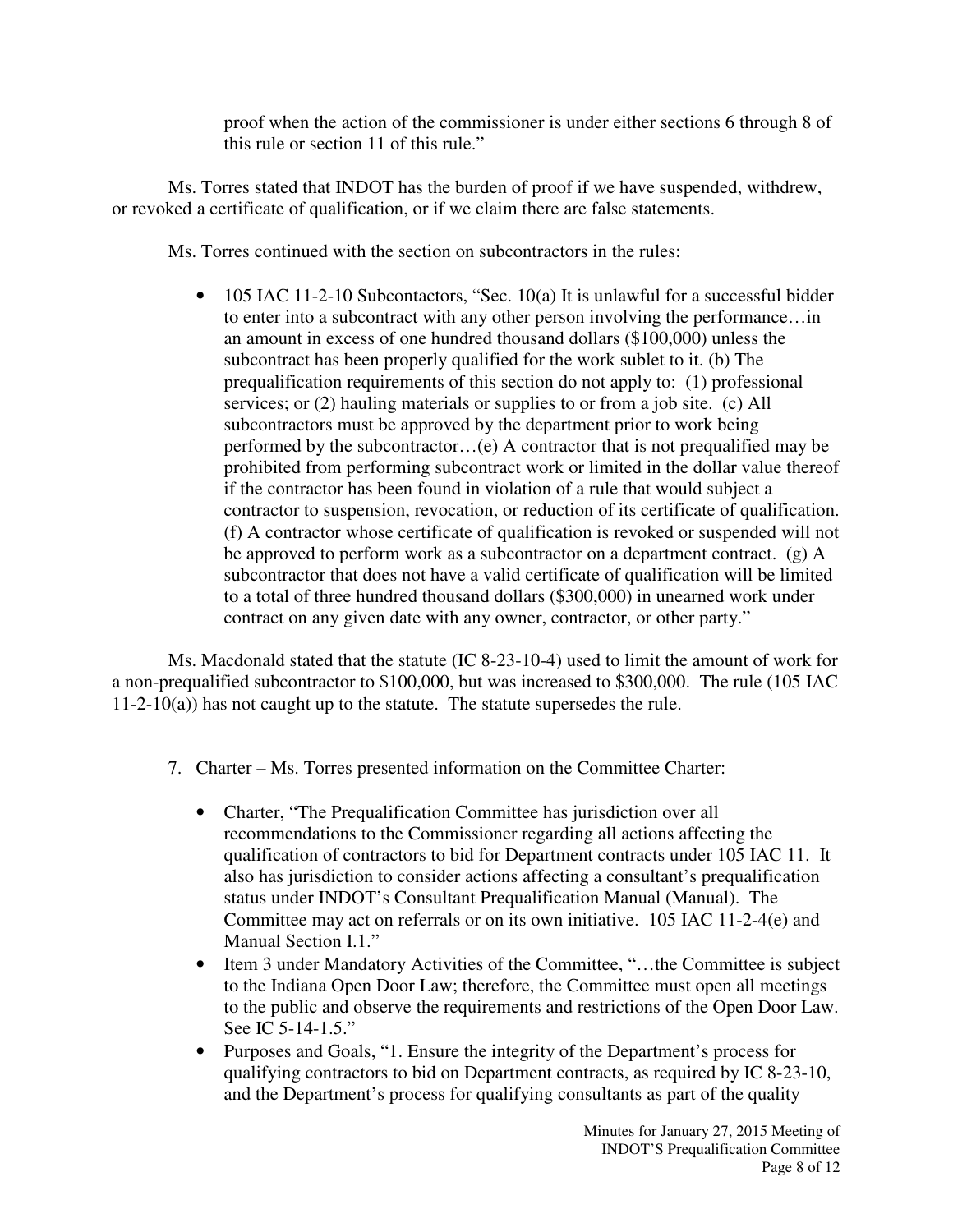proof when the action of the commissioner is under either sections 6 through 8 of this rule or section 11 of this rule."

Ms. Torres stated that INDOT has the burden of proof if we have suspended, withdrew, or revoked a certificate of qualification, or if we claim there are false statements.

Ms. Torres continued with the section on subcontractors in the rules:

- 105 IAC 11-2-10 Subcontactors, "Sec. 10(a) It is unlawful for a successful bidder to enter into a subcontract with any other person involving the performance…in an amount in excess of one hundred thousand dollars ($100,000) unless the subcontract has been properly qualified for the work sublet to it. (b) The prequalification requirements of this section do not apply to: (1) professional services; or (2) hauling materials or supplies to or from a job site. (c) All subcontractors must be approved by the department prior to work being performed by the subcontractor…(e) A contractor that is not prequalified may be prohibited from performing subcontract work or limited in the dollar value thereof if the contractor has been found in violation of a rule that would subject a contractor to suspension, revocation, or reduction of its certificate of qualification. (f) A contractor whose certificate of qualification is revoked or suspended will not be approved to perform work as a subcontractor on a department contract. (g) A subcontractor that does not have a valid certificate of qualification will be limited to a total of three hundred thousand dollars ($300,000) in unearned work under contract on any given date with any owner, contractor, or other party."

Ms. Macdonald stated that the statute (IC 8-23-10-4) used to limit the amount of work for a non-prequalified subcontractor to $100,000, but was increased to $300,000. The rule (105 IAC 11-2-10(a)) has not caught up to the statute. The statute supersedes the rule.

7. Charter – Ms. Torres presented information on the Committee Charter:

   - Charter, "The Prequalification Committee has jurisdiction over all recommendations to the Commissioner regarding all actions affecting the qualification of contractors to bid for Department contracts under 105 IAC 11. It also has jurisdiction to consider actions affecting a consultant's prequalification status under INDOT's Consultant Prequalification Manual (Manual). The Committee may act on referrals or on its own initiative. 105 IAC 11-2-4(e) and Manual Section I.1."
   - Item 3 under Mandatory Activities of the Committee, "…the Committee is subject to the Indiana Open Door Law; therefore, the Committee must open all meetings to the public and observe the requirements and restrictions of the Open Door Law. See IC 5-14-1.5."
   - Purposes and Goals, "1. Ensure the integrity of the Department's process for qualifying contractors to bid on Department contracts, as required by IC 8-23-10, and the Department's process for qualifying consultants as part of the quality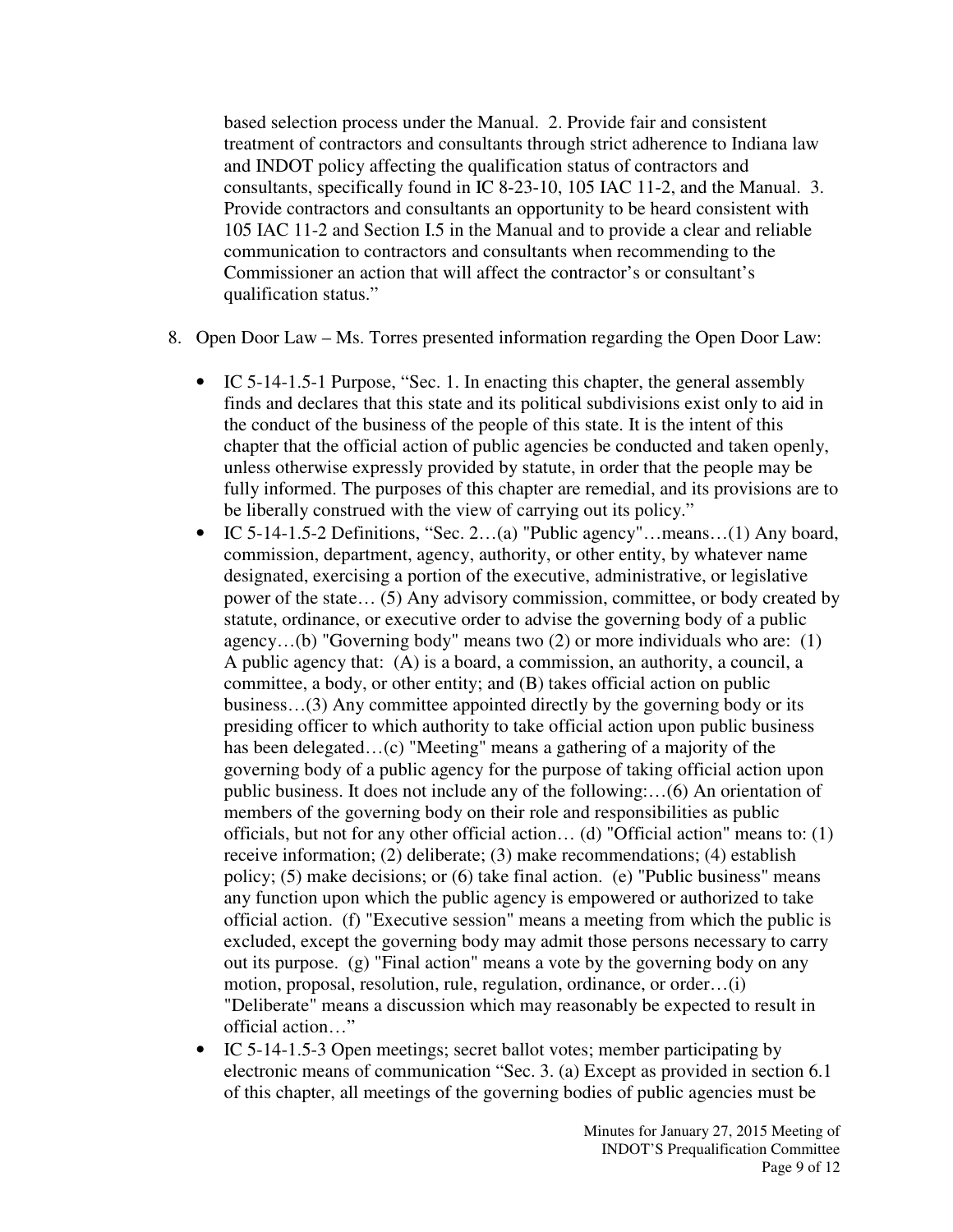based selection process under the Manual. 2. Provide fair and consistent treatment of contractors and consultants through strict adherence to Indiana law and INDOT policy affecting the qualification status of contractors and consultants, specifically found in IC 8-23-10, 105 IAC 11-2, and the Manual. 3. Provide contractors and consultants an opportunity to be heard consistent with 105 IAC 11-2 and Section I.5 in the Manual and to provide a clear and reliable communication to contractors and consultants when recommending to the Commissioner an action that will affect the contractor's or consultant's qualification status."

8. Open Door Law – Ms. Torres presented information regarding the Open Door Law:

   - IC 5-14-1.5-1 Purpose, "Sec. 1. In enacting this chapter, the general assembly finds and declares that this state and its political subdivisions exist only to aid in the conduct of the business of the people of this state. It is the intent of this chapter that the official action of public agencies be conducted and taken openly, unless otherwise expressly provided by statute, in order that the people may be fully informed. The purposes of this chapter are remedial, and its provisions are to be liberally construed with the view of carrying out its policy."
   - IC 5-14-1.5-2 Definitions, "Sec. 2…(a) "Public agency"…means…(1) Any board, commission, department, agency, authority, or other entity, by whatever name designated, exercising a portion of the executive, administrative, or legislative power of the state… (5) Any advisory commission, committee, or body created by statute, ordinance, or executive order to advise the governing body of a public agency…(b) "Governing body" means two (2) or more individuals who are: (1) A public agency that: (A) is a board, a commission, an authority, a council, a committee, a body, or other entity; and (B) takes official action on public business…(3) Any committee appointed directly by the governing body or its presiding officer to which authority to take official action upon public business has been delegated…(c) "Meeting" means a gathering of a majority of the governing body of a public agency for the purpose of taking official action upon public business. It does not include any of the following:…(6) An orientation of members of the governing body on their role and responsibilities as public officials, but not for any other official action… (d) "Official action" means to: (1) receive information; (2) deliberate; (3) make recommendations; (4) establish policy; (5) make decisions; or (6) take final action. (e) "Public business" means any function upon which the public agency is empowered or authorized to take official action. (f) "Executive session" means a meeting from which the public is excluded, except the governing body may admit those persons necessary to carry out its purpose. (g) "Final action" means a vote by the governing body on any motion, proposal, resolution, rule, regulation, ordinance, or order…(i) "Deliberate" means a discussion which may reasonably be expected to result in official action…"
   - IC 5-14-1.5-3 Open meetings; secret ballot votes; member participating by electronic means of communication "Sec. 3. (a) Except as provided in section 6.1 of this chapter, all meetings of the governing bodies of public agencies must be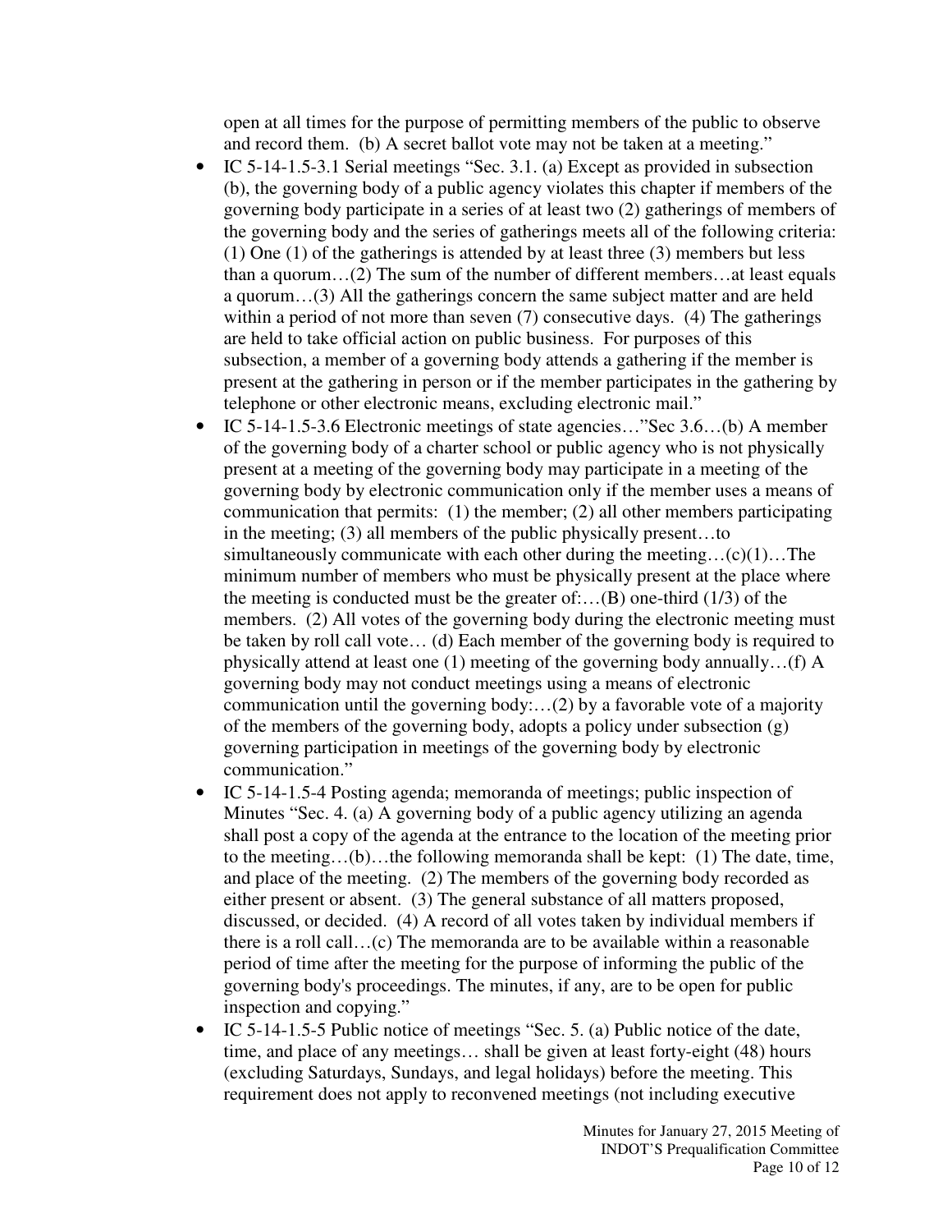open at all times for the purpose of permitting members of the public to observe and record them. (b) A secret ballot vote may not be taken at a meeting."

- IC 5-14-1.5-3.1 Serial meetings "Sec. 3.1. (a) Except as provided in subsection (b), the governing body of a public agency violates this chapter if members of the governing body participate in a series of at least two (2) gatherings of members of the governing body and the series of gatherings meets all of the following criteria: (1) One (1) of the gatherings is attended by at least three (3) members but less than a quorum…(2) The sum of the number of different members…at least equals a quorum…(3) All the gatherings concern the same subject matter and are held within a period of not more than seven (7) consecutive days. (4) The gatherings are held to take official action on public business. For purposes of this subsection, a member of a governing body attends a gathering if the member is present at the gathering in person or if the member participates in the gathering by telephone or other electronic means, excluding electronic mail."
- IC 5-14-1.5-3.6 Electronic meetings of state agencies…"Sec 3.6…(b) A member of the governing body of a charter school or public agency who is not physically present at a meeting of the governing body may participate in a meeting of the governing body by electronic communication only if the member uses a means of communication that permits: (1) the member; (2) all other members participating in the meeting; (3) all members of the public physically present…to simultaneously communicate with each other during the meeting…(c)(1)…The minimum number of members who must be physically present at the place where the meeting is conducted must be the greater of:…(B) one-third (1/3) of the members. (2) All votes of the governing body during the electronic meeting must be taken by roll call vote… (d) Each member of the governing body is required to physically attend at least one (1) meeting of the governing body annually…(f) A governing body may not conduct meetings using a means of electronic communication until the governing body:…(2) by a favorable vote of a majority of the members of the governing body, adopts a policy under subsection (g) governing participation in meetings of the governing body by electronic communication."
- IC 5-14-1.5-4 Posting agenda; memoranda of meetings; public inspection of Minutes "Sec. 4. (a) A governing body of a public agency utilizing an agenda shall post a copy of the agenda at the entrance to the location of the meeting prior to the meeting…(b)…the following memoranda shall be kept: (1) The date, time, and place of the meeting. (2) The members of the governing body recorded as either present or absent. (3) The general substance of all matters proposed, discussed, or decided. (4) A record of all votes taken by individual members if there is a roll call…(c) The memoranda are to be available within a reasonable period of time after the meeting for the purpose of informing the public of the governing body's proceedings. The minutes, if any, are to be open for public inspection and copying."
- IC 5-14-1.5-5 Public notice of meetings "Sec. 5. (a) Public notice of the date, time, and place of any meetings… shall be given at least forty-eight (48) hours (excluding Saturdays, Sundays, and legal holidays) before the meeting. This requirement does not apply to reconvened meetings (not including executive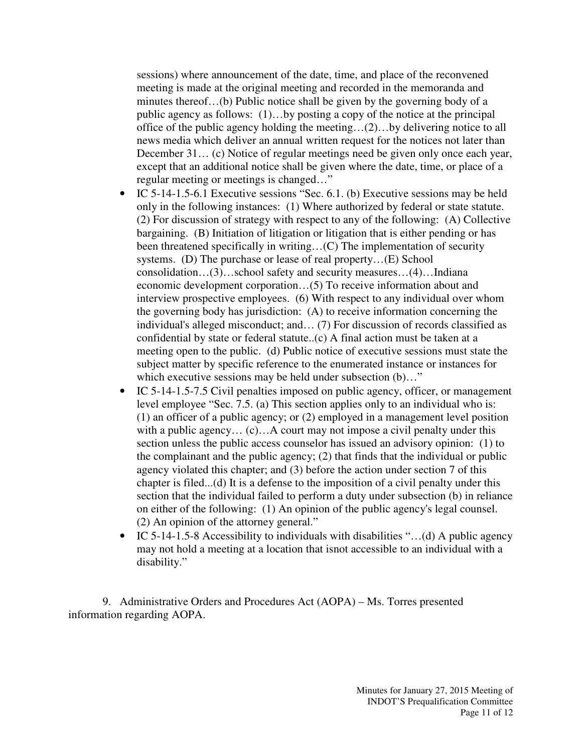sessions) where announcement of the date, time, and place of the reconvened meeting is made at the original meeting and recorded in the memoranda and minutes thereof…(b) Public notice shall be given by the governing body of a public agency as follows: (1)…by posting a copy of the notice at the principal office of the public agency holding the meeting…(2)…by delivering notice to all news media which deliver an annual written request for the notices not later than December 31… (c) Notice of regular meetings need be given only once each year, except that an additional notice shall be given where the date, time, or place of a regular meeting or meetings is changed…"

- IC 5-14-1.5-6.1 Executive sessions "Sec. 6.1. (b) Executive sessions may be held only in the following instances: (1) Where authorized by federal or state statute. (2) For discussion of strategy with respect to any of the following: (A) Collective bargaining. (B) Initiation of litigation or litigation that is either pending or has been threatened specifically in writing…(C) The implementation of security systems. (D) The purchase or lease of real property…(E) School consolidation…(3)…school safety and security measures…(4)…Indiana economic development corporation…(5) To receive information about and interview prospective employees. (6) With respect to any individual over whom the governing body has jurisdiction: (A) to receive information concerning the individual's alleged misconduct; and… (7) For discussion of records classified as confidential by state or federal statute..(c) A final action must be taken at a meeting open to the public. (d) Public notice of executive sessions must state the subject matter by specific reference to the enumerated instance or instances for which executive sessions may be held under subsection (b)…"
- IC 5-14-1.5-7.5 Civil penalties imposed on public agency, officer, or management level employee "Sec. 7.5. (a) This section applies only to an individual who is: (1) an officer of a public agency; or (2) employed in a management level position with a public agency… (c)…A court may not impose a civil penalty under this section unless the public access counselor has issued an advisory opinion: (1) to the complainant and the public agency; (2) that finds that the individual or public agency violated this chapter; and (3) before the action under section 7 of this chapter is filed...(d) It is a defense to the imposition of a civil penalty under this section that the individual failed to perform a duty under subsection (b) in reliance on either of the following: (1) An opinion of the public agency's legal counsel. (2) An opinion of the attorney general."
- IC 5-14-1.5-8 Accessibility to individuals with disabilities "…(d) A public agency may not hold a meeting at a location that isnot accessible to an individual with a disability."

9. Administrative Orders and Procedures Act (AOPA) – Ms. Torres presented information regarding AOPA.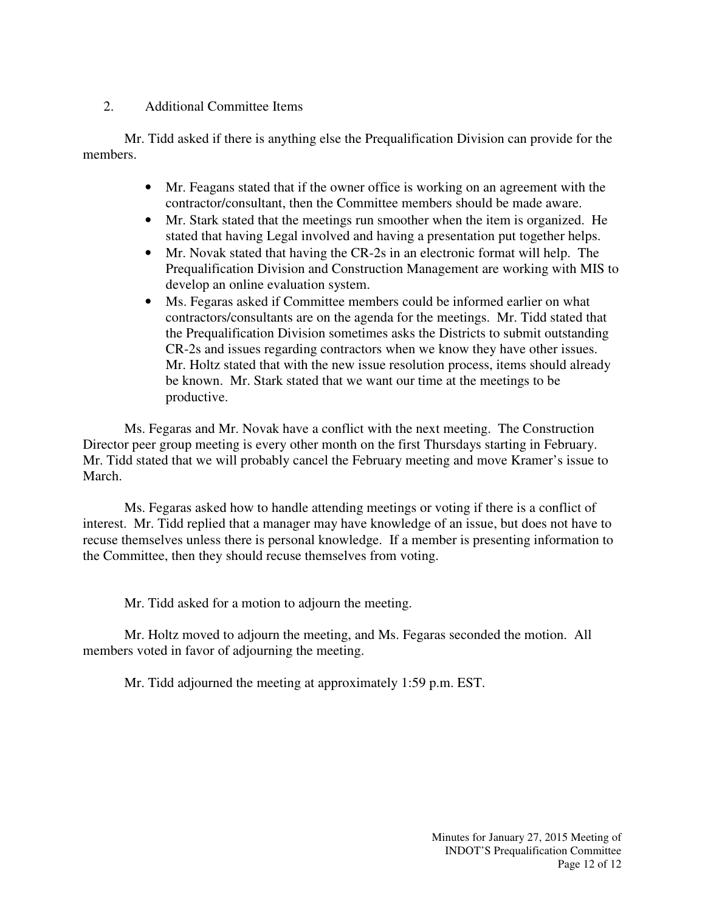2. Additional Committee Items

Mr. Tidd asked if there is anything else the Prequalification Division can provide for the members.

- Mr. Feagans stated that if the owner office is working on an agreement with the contractor/consultant, then the Committee members should be made aware.
- Mr. Stark stated that the meetings run smoother when the item is organized. He stated that having Legal involved and having a presentation put together helps.
- Mr. Novak stated that having the CR-2s in an electronic format will help. The Prequalification Division and Construction Management are working with MIS to develop an online evaluation system.
- Ms. Fegaras asked if Committee members could be informed earlier on what contractors/consultants are on the agenda for the meetings. Mr. Tidd stated that the Prequalification Division sometimes asks the Districts to submit outstanding CR-2s and issues regarding contractors when we know they have other issues. Mr. Holtz stated that with the new issue resolution process, items should already be known. Mr. Stark stated that we want our time at the meetings to be productive.

Ms. Fegaras and Mr. Novak have a conflict with the next meeting. The Construction Director peer group meeting is every other month on the first Thursdays starting in February. Mr. Tidd stated that we will probably cancel the February meeting and move Kramer's issue to March.

Ms. Fegaras asked how to handle attending meetings or voting if there is a conflict of interest. Mr. Tidd replied that a manager may have knowledge of an issue, but does not have to recuse themselves unless there is personal knowledge. If a member is presenting information to the Committee, then they should recuse themselves from voting.

Mr. Tidd asked for a motion to adjourn the meeting.

Mr. Holtz moved to adjourn the meeting, and Ms. Fegaras seconded the motion. All members voted in favor of adjourning the meeting.

Mr. Tidd adjourned the meeting at approximately 1:59 p.m. EST.